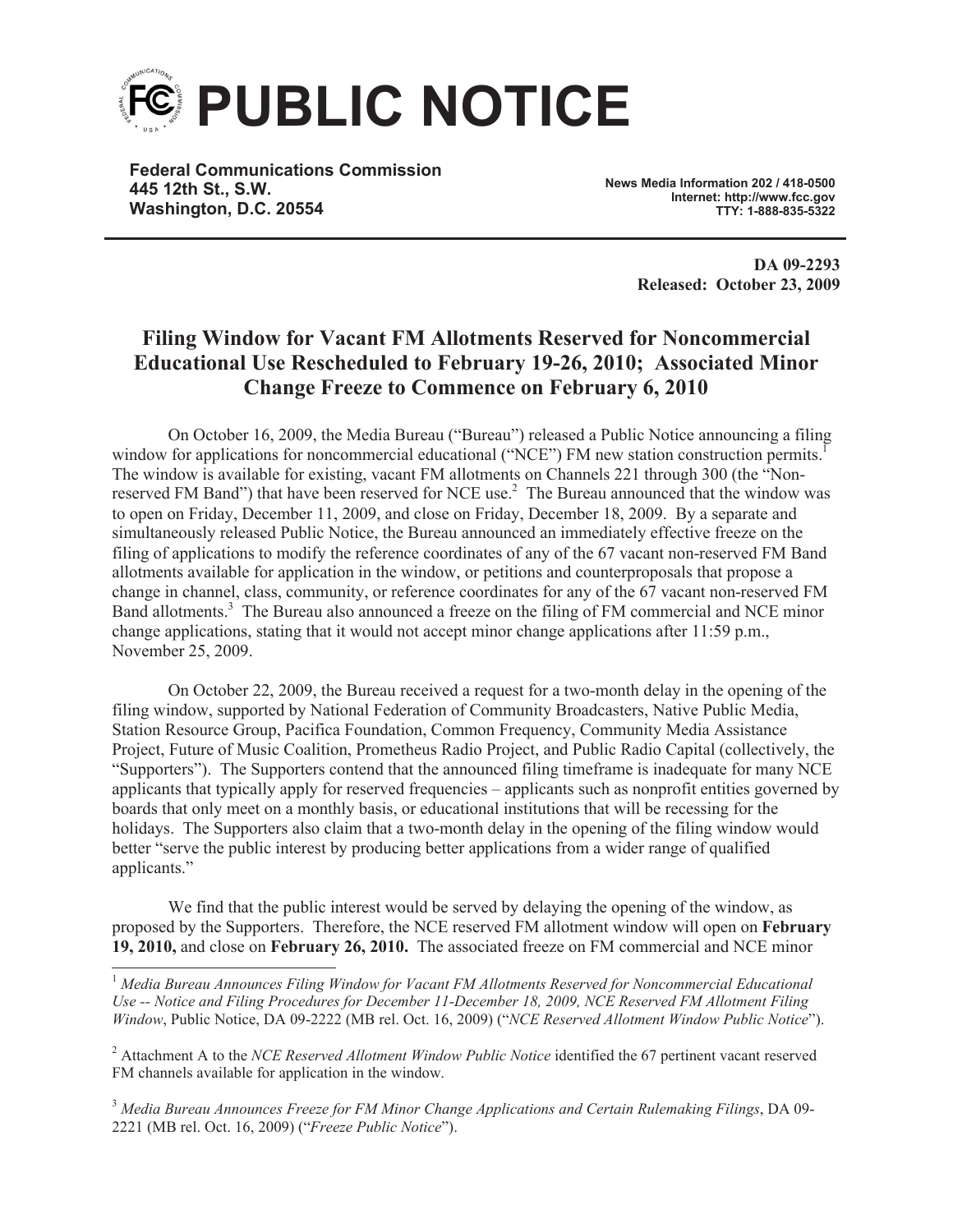# PUBLIC NOTICE

**Federal Communications Commission**
**445 12th St., S.W.**
**Washington, D.C. 20554**

**News Media Information 202 / 418-0500**
**Internet: http://www.fcc.gov**
**TTY: 1-888-835-5322**

**DA 09-2293**
**Released: October 23, 2009**

## Filing Window for Vacant FM Allotments Reserved for Noncommercial Educational Use Rescheduled to February 19-26, 2010; Associated Minor Change Freeze to Commence on February 6, 2010

On October 16, 2009, the Media Bureau ("Bureau") released a Public Notice announcing a filing window for applications for noncommercial educational ("NCE") FM new station construction permits.[1] The window is available for existing, vacant FM allotments on Channels 221 through 300 (the "Non-reserved FM Band") that have been reserved for NCE use.[2] The Bureau announced that the window was to open on Friday, December 11, 2009, and close on Friday, December 18, 2009. By a separate and simultaneously released Public Notice, the Bureau announced an immediately effective freeze on the filing of applications to modify the reference coordinates of any of the 67 vacant non-reserved FM Band allotments available for application in the window, or petitions and counterproposals that propose a change in channel, class, community, or reference coordinates for any of the 67 vacant non-reserved FM Band allotments.[3] The Bureau also announced a freeze on the filing of FM commercial and NCE minor change applications, stating that it would not accept minor change applications after 11:59 p.m., November 25, 2009.

On October 22, 2009, the Bureau received a request for a two-month delay in the opening of the filing window, supported by National Federation of Community Broadcasters, Native Public Media, Station Resource Group, Pacifica Foundation, Common Frequency, Community Media Assistance Project, Future of Music Coalition, Prometheus Radio Project, and Public Radio Capital (collectively, the "Supporters"). The Supporters contend that the announced filing timeframe is inadequate for many NCE applicants that typically apply for reserved frequencies – applicants such as nonprofit entities governed by boards that only meet on a monthly basis, or educational institutions that will be recessing for the holidays. The Supporters also claim that a two-month delay in the opening of the filing window would better "serve the public interest by producing better applications from a wider range of qualified applicants."

We find that the public interest would be served by delaying the opening of the window, as proposed by the Supporters. Therefore, the NCE reserved FM allotment window will open on **February 19, 2010,** and close on **February 26, 2010.** The associated freeze on FM commercial and NCE minor

---

[1] *Media Bureau Announces Filing Window for Vacant FM Allotments Reserved for Noncommercial Educational Use -- Notice and Filing Procedures for December 11-December 18, 2009, NCE Reserved FM Allotment Filing Window*, Public Notice, DA 09-2222 (MB rel. Oct. 16, 2009) ("*NCE Reserved Allotment Window Public Notice*").

[2] Attachment A to the *NCE Reserved Allotment Window Public Notice* identified the 67 pertinent vacant reserved FM channels available for application in the window.

[3] *Media Bureau Announces Freeze for FM Minor Change Applications and Certain Rulemaking Filings*, DA 09-2221 (MB rel. Oct. 16, 2009) ("*Freeze Public Notice*").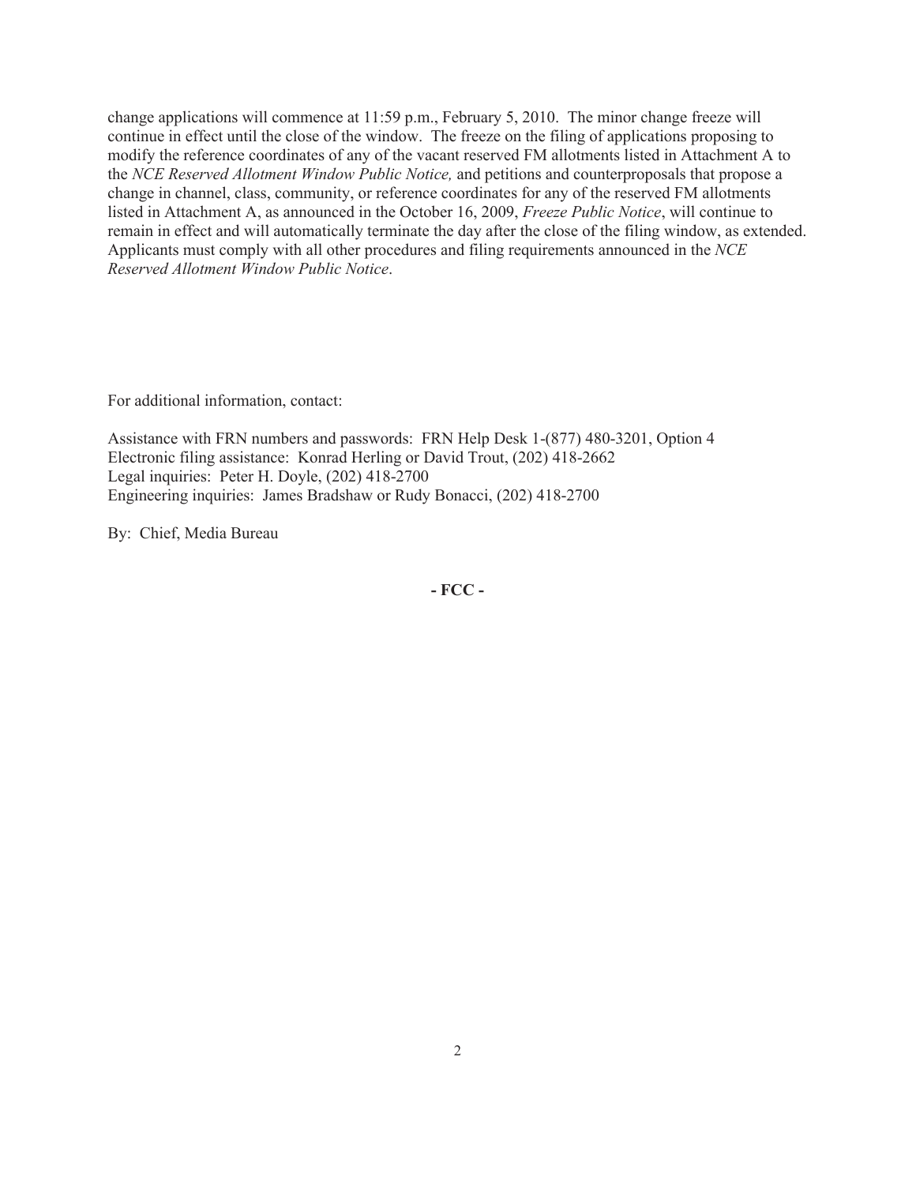change applications will commence at 11:59 p.m., February 5, 2010. The minor change freeze will continue in effect until the close of the window. The freeze on the filing of applications proposing to modify the reference coordinates of any of the vacant reserved FM allotments listed in Attachment A to the *NCE Reserved Allotment Window Public Notice,* and petitions and counterproposals that propose a change in channel, class, community, or reference coordinates for any of the reserved FM allotments listed in Attachment A, as announced in the October 16, 2009, *Freeze Public Notice*, will continue to remain in effect and will automatically terminate the day after the close of the filing window, as extended. Applicants must comply with all other procedures and filing requirements announced in the *NCE Reserved Allotment Window Public Notice*.

For additional information, contact:

Assistance with FRN numbers and passwords: FRN Help Desk 1-(877) 480-3201, Option 4
Electronic filing assistance: Konrad Herling or David Trout, (202) 418-2662
Legal inquiries: Peter H. Doyle, (202) 418-2700
Engineering inquiries: James Bradshaw or Rudy Bonacci, (202) 418-2700

By: Chief, Media Bureau

**- FCC -**